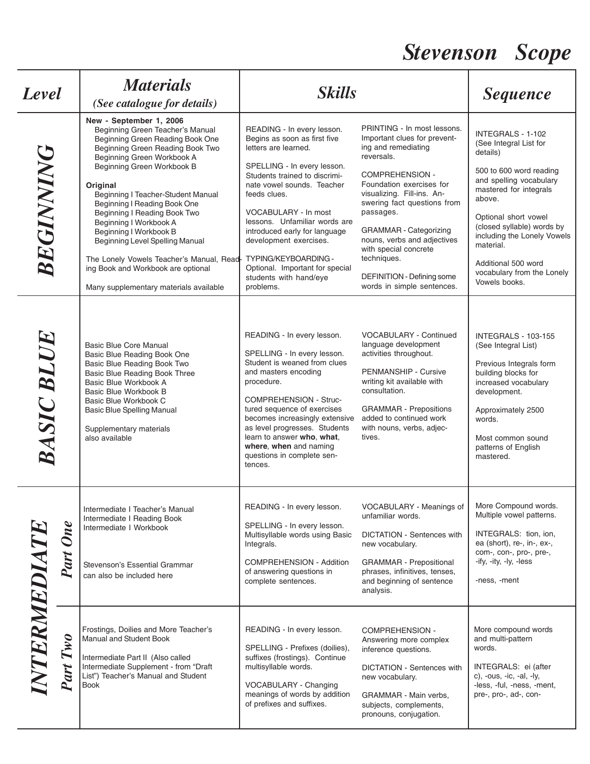# *Stevenson Scope*

| *Level* | *Materials* (See catalogue for details) | *Skills* | | *Sequence* |
|---|---|---|---|---|
| ***BEGINNING*** | **New - September 1, 2006**<br>Beginning Green Teacher's Manual<br>Beginning Green Reading Book One<br>Beginning Green Reading Book Two<br>Beginning Green Workbook A<br>Beginning Green Workbook B<br><br>**Original**<br>Beginning I Teacher-Student Manual<br>Beginning I Reading Book One<br>Beginning I Reading Book Two<br>Beginning I Workbook A<br>Beginning I Workbook B<br>Beginning Level Spelling Manual<br><br>The Lonely Vowels Teacher's Manual, Reading Book and Workbook are optional<br><br>Many supplementary materials available | READING - In every lesson. Begins as soon as first five letters are learned.<br><br>SPELLING - In every lesson. Students trained to discriminate vowel sounds. Teacher feeds clues.<br><br>VOCABULARY - In most lessons. Unfamiliar words are introduced early for language development exercises.<br><br>TYPING/KEYBOARDING - Optional. Important for special students with hand/eye problems. | PRINTING - In most lessons. Important clues for preventing and remediating reversals.<br><br>COMPREHENSION - Foundation exercises for visualizing. Fill-ins. Answering fact questions from passages.<br><br>GRAMMAR - Categorizing nouns, verbs and adjectives with special concrete techniques.<br><br>DEFINITION - Defining some words in simple sentences. | INTEGRALS - 1-102 (See Integral List for details)<br><br>500 to 600 word reading and spelling vocabulary mastered for integrals above.<br><br>Optional short vowel (closed syllable) words by including the Lonely Vowels material.<br><br>Additional 500 word vocabulary from the Lonely Vowels books. |
| ***BASIC BLUE*** | Basic Blue Core Manual<br>Basic Blue Reading Book One<br>Basic Blue Reading Book Two<br>Basic Blue Reading Book Three<br>Basic Blue Workbook A<br>Basic Blue Workbook B<br>Basic Blue Workbook C<br>Basic Blue Spelling Manual<br><br>Supplementary materials also available | READING - In every lesson.<br><br>SPELLING - In every lesson. Student is weaned from clues and masters encoding procedure.<br><br>COMPREHENSION - Structured sequence of exercises becomes increasingly extensive as level progresses. Students learn to answer **who**, **what**, **where**, **when** and naming questions in complete sentences. | VOCABULARY - Continued language development activities throughout.<br><br>PENMANSHIP - Cursive writing kit available with consultation.<br><br>GRAMMAR - Prepositions added to continued work with nouns, verbs, adjectives. | INTEGRALS - 103-155 (See Integral List)<br><br>Previous Integrals form building blocks for increased vocabulary development.<br><br>Approximately 2500 words.<br><br>Most common sound patterns of English mastered. |
| ***INTERMEDIATE*** *Part One* | Intermediate I Teacher's Manual<br>Intermediate I Reading Book<br>Intermediate I Workbook<br><br>Stevenson's Essential Grammar can also be included here | READING - In every lesson.<br><br>SPELLING - In every lesson. Multisyllable words using Basic Integrals.<br><br>COMPREHENSION - Addition of answering questions in complete sentences. | VOCABULARY - Meanings of unfamiliar words.<br><br>DICTATION - Sentences with new vocabulary.<br><br>GRAMMAR - Prepositional phrases, infinitives, tenses, and beginning of sentence analysis. | More Compound words. Multiple vowel patterns.<br><br>INTEGRALS: tion, ion, ea (short), re-, in-, ex-, com-, con-, pro-, pre-, -ify, -ity, -ly, -less<br><br>-ness, -ment |
| ***INTERMEDIATE*** *Part Two* | Frostings, Doilies and More Teacher's Manual and Student Book<br><br>Intermediate Part II (Also called Intermediate Supplement - from "Draft List") Teacher's Manual and Student Book | READING - In every lesson.<br><br>SPELLING - Prefixes (doilies), suffixes (frostings). Continue multisyllable words.<br><br>VOCABULARY - Changing meanings of words by addition of prefixes and suffixes. | COMPREHENSION - Answering more complex inference questions.<br><br>DICTATION - Sentences with new vocabulary.<br><br>GRAMMAR - Main verbs, subjects, complements, pronouns, conjugation. | More compound words and multi-pattern words.<br><br>INTEGRALS: ei (after c), -ous, -ic, -al, -ly, -less, -ful, -ness, -ment, pre-, pro-, ad-, con- |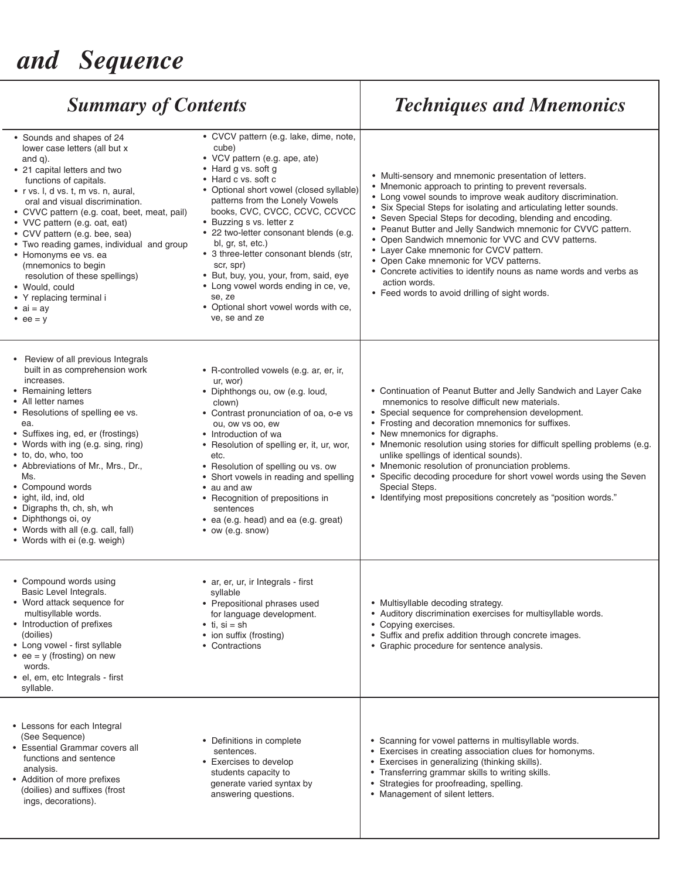# and Sequence

| Summary of Contents | | Techniques and Mnemonics |
|---|---|---|
| • Sounds and shapes of 24 lower case letters (all but x and q).<br>• 21 capital letters and two functions of capitals.<br>• r vs. l, d vs. t, m vs. n, aural, oral and visual discrimination.<br>• CVVC pattern (e.g. coat, beet, meat, pail)<br>• VVC pattern (e.g. oat, eat)<br>• CVV pattern (e.g. bee, sea)<br>• Two reading games, individual and group<br>• Homonyms ee vs. ea (mnemonics to begin resolution of these spellings)<br>• Would, could<br>• Y replacing terminal i<br>• ai = ay<br>• ee = y | • CVCV pattern (e.g. lake, dime, note, cube)<br>• VCV pattern (e.g. ape, ate)<br>• Hard g vs. soft g<br>• Hard c vs. soft c<br>• Optional short vowel (closed syllable) patterns from the Lonely Vowels books, CVC, CVCC, CCVC, CCVCC<br>• Buzzing s vs. letter z<br>• 22 two-letter consonant blends (e.g. bl, gr, st, etc.)<br>• 3 three-letter consonant blends (str, scr, spr)<br>• But, buy, you, your, from, said, eye<br>• Long vowel words ending in ce, ve, se, ze<br>• Optional short vowel words with ce, ve, se and ze | • Multi-sensory and mnemonic presentation of letters.<br>• Mnemonic approach to printing to prevent reversals.<br>• Long vowel sounds to improve weak auditory discrimination.<br>• Six Special Steps for isolating and articulating letter sounds.<br>• Seven Special Steps for decoding, blending and encoding.<br>• Peanut Butter and Jelly Sandwich mnemonic for CVVC pattern.<br>• Open Sandwich mnemonic for VVC and CVV patterns.<br>• Layer Cake mnemonic for CVCV pattern.<br>• Open Cake mnemonic for VCV patterns.<br>• Concrete activities to identify nouns as name words and verbs as action words.<br>• Feed words to avoid drilling of sight words. |
| • Review of all previous Integrals built in as comprehension work increases.<br>• Remaining letters<br>• All letter names<br>• Resolutions of spelling ee vs. ea.<br>• Suffixes ing, ed, er (frostings)<br>• Words with ing (e.g. sing, ring)<br>• to, do, who, too<br>• Abbreviations of Mr., Mrs., Dr., Ms.<br>• Compound words<br>• ight, ild, ind, old<br>• Digraphs th, ch, sh, wh<br>• Diphthongs oi, oy<br>• Words with all (e.g. call, fall)<br>• Words with ei (e.g. weigh) | • R-controlled vowels (e.g. ar, er, ir, ur, wor)<br>• Diphthongs ou, ow (e.g. loud, clown)<br>• Contrast pronunciation of oa, o-e vs ou, ow vs oo, ew<br>• Introduction of wa<br>• Resolution of spelling er, it, ur, wor, etc.<br>• Resolution of spelling ou vs. ow<br>• Short vowels in reading and spelling<br>• au and aw<br>• Recognition of prepositions in sentences<br>• ea (e.g. head) and ea (e.g. great)<br>• ow (e.g. snow) | • Continuation of Peanut Butter and Jelly Sandwich and Layer Cake mnemonics to resolve difficult new materials.<br>• Special sequence for comprehension development.<br>• Frosting and decoration mnemonics for suffixes.<br>• New mnemonics for digraphs.<br>• Mnemonic resolution using stories for difficult spelling problems (e.g. unlike spellings of identical sounds).<br>• Mnemonic resolution of pronunciation problems.<br>• Specific decoding procedure for short vowel words using the Seven Special Steps.<br>• Identifying most prepositions concretely as "position words." |
| • Compound words using Basic Level Integrals.<br>• Word attack sequence for multisyllable words.<br>• Introduction of prefixes (doilies)<br>• Long vowel - first syllable<br>• ee = y (frosting) on new words.<br>• el, em, etc Integrals - first syllable. | • ar, er, ur, ir Integrals - first syllable<br>• Prepositional phrases used for language development.<br>• ti, si = sh<br>• ion suffix (frosting)<br>• Contractions | • Multisyllable decoding strategy.<br>• Auditory discrimination exercises for multisyllable words.<br>• Copying exercises.<br>• Suffix and prefix addition through concrete images.<br>• Graphic procedure for sentence analysis. |
| • Lessons for each Integral (See Sequence)<br>• Essential Grammar covers all functions and sentence analysis.<br>• Addition of more prefixes (doilies) and suffixes (frostings, decorations). | • Definitions in complete sentences.<br>• Exercises to develop students capacity to generate varied syntax by answering questions. | • Scanning for vowel patterns in multisyllable words.<br>• Exercises in creating association clues for homonyms.<br>• Exercises in generalizing (thinking skills).<br>• Transferring grammar skills to writing skills.<br>• Strategies for proofreading, spelling.<br>• Management of silent letters. |